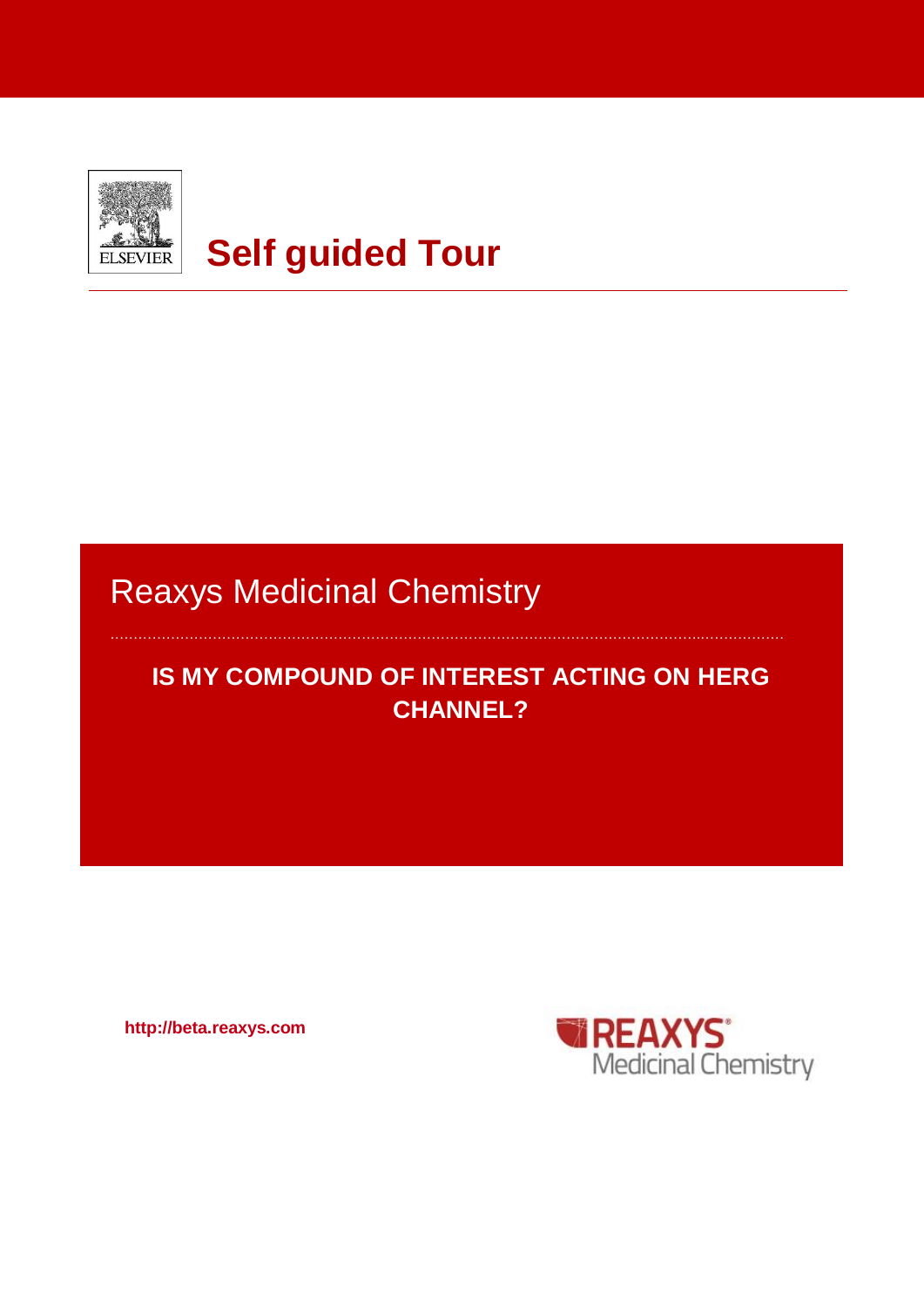# Self guided Tour

## Reaxys Medicinal Chemistry

### IS MY COMPOUND OF INTEREST ACTING ON HERG CHANNEL?

**http://beta.reaxys.com**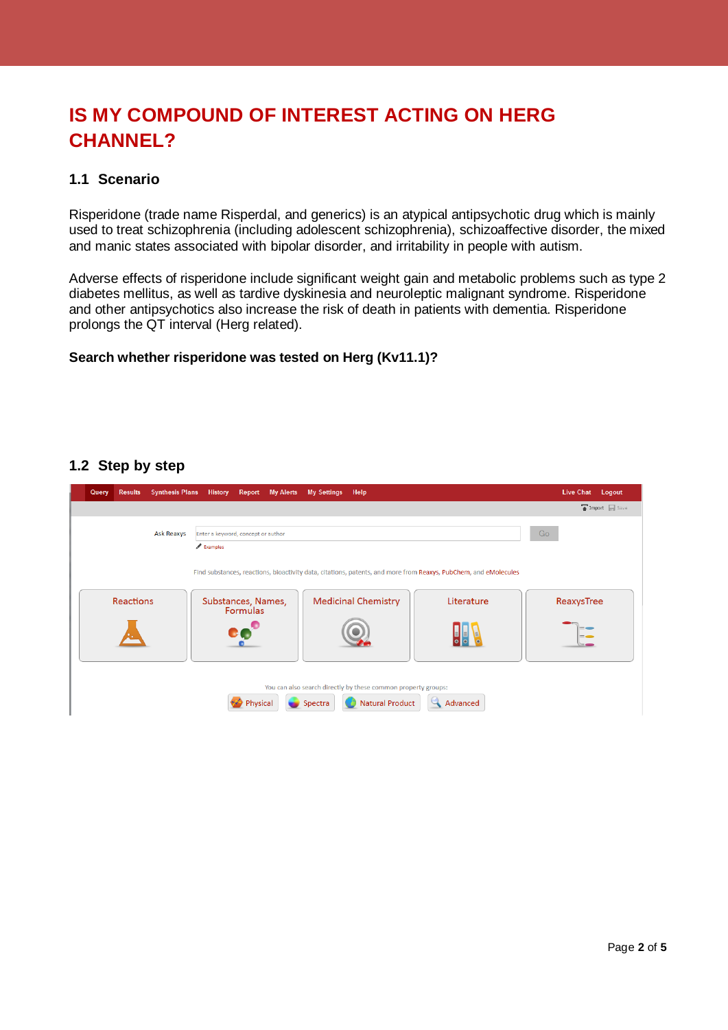# IS MY COMPOUND OF INTEREST ACTING ON HERG CHANNEL?

## 1.1 Scenario

Risperidone (trade name Risperdal, and generics) is an atypical antipsychotic drug which is mainly used to treat schizophrenia (including adolescent schizophrenia), schizoaffective disorder, the mixed and manic states associated with bipolar disorder, and irritability in people with autism.

Adverse effects of risperidone include significant weight gain and metabolic problems such as type 2 diabetes mellitus, as well as tardive dyskinesia and neuroleptic malignant syndrome. Risperidone and other antipsychotics also increase the risk of death in patients with dementia. Risperidone prolongs the QT interval (Herg related).

**Search whether risperidone was tested on Herg (Kv11.1)?**

## 1.2 Step by step

Query | Results | Synthesis Plans | History | Report | My Alerts | My Settings | Help | Live Chat | Logout

Import | Save

Ask Reaxys: Enter a keyword, concept or author | Go

Examples

Find substances, reactions, bioactivity data, citations, patents, and more from Reaxys, PubChem, and eMolecules

Reactions | Substances, Names, Formulas | Medicinal Chemistry | Literature | ReaxysTree

You can also search directly by these common property groups:

Physical | Spectra | Natural Product | Advanced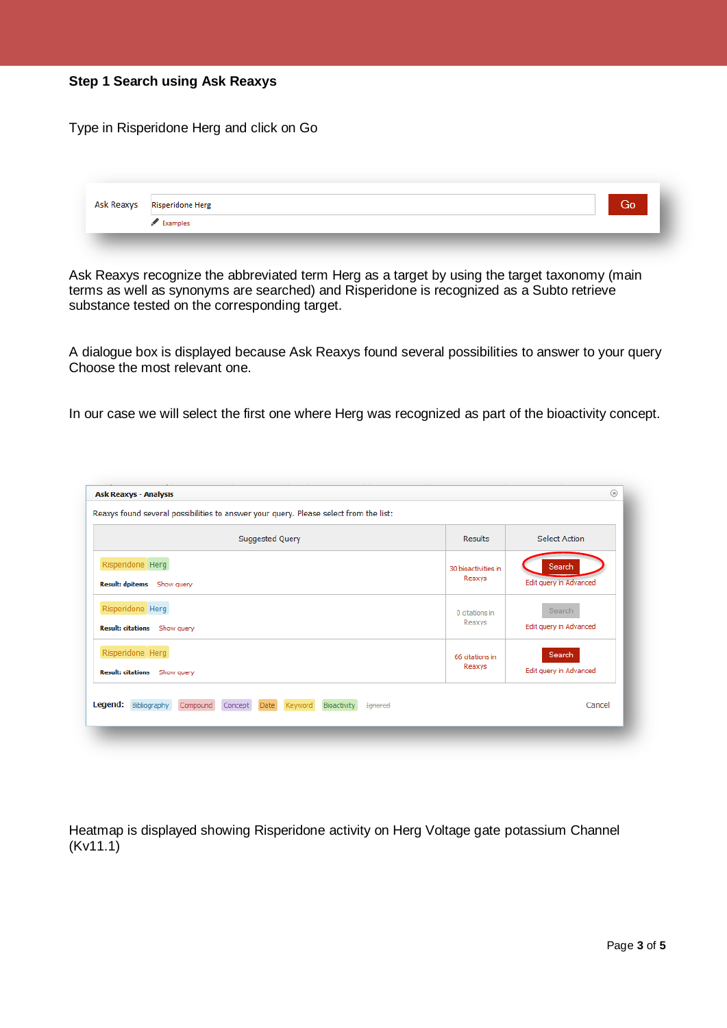**Step 1 Search using Ask Reaxys**

Type in Risperidone Herg and click on Go

Ask Reaxys recognize the abbreviated term Herg as a target by using the target taxonomy (main terms as well as synonyms are searched) and Risperidone is recognized as a Subto retrieve substance tested on the corresponding target.

A dialogue box is displayed because Ask Reaxys found several possibilities to answer to your query Choose the most relevant one.

In our case we will select the first one where Herg was recognized as part of the bioactivity concept.

Heatmap is displayed showing Risperidone activity on Herg Voltage gate potassium Channel (Kv11.1)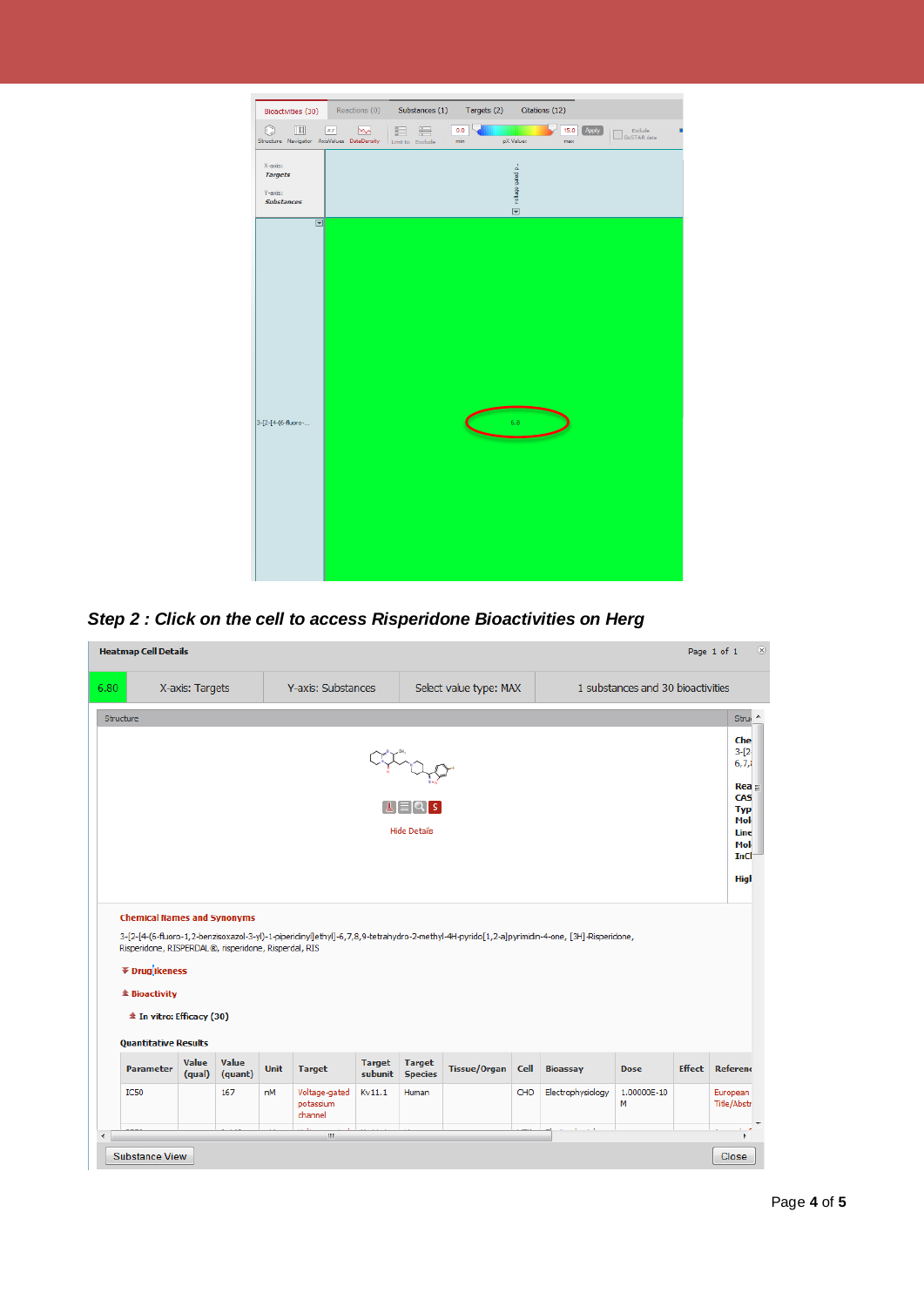*Step 2 : Click on the cell to access Risperidone Bioactivities on Herg*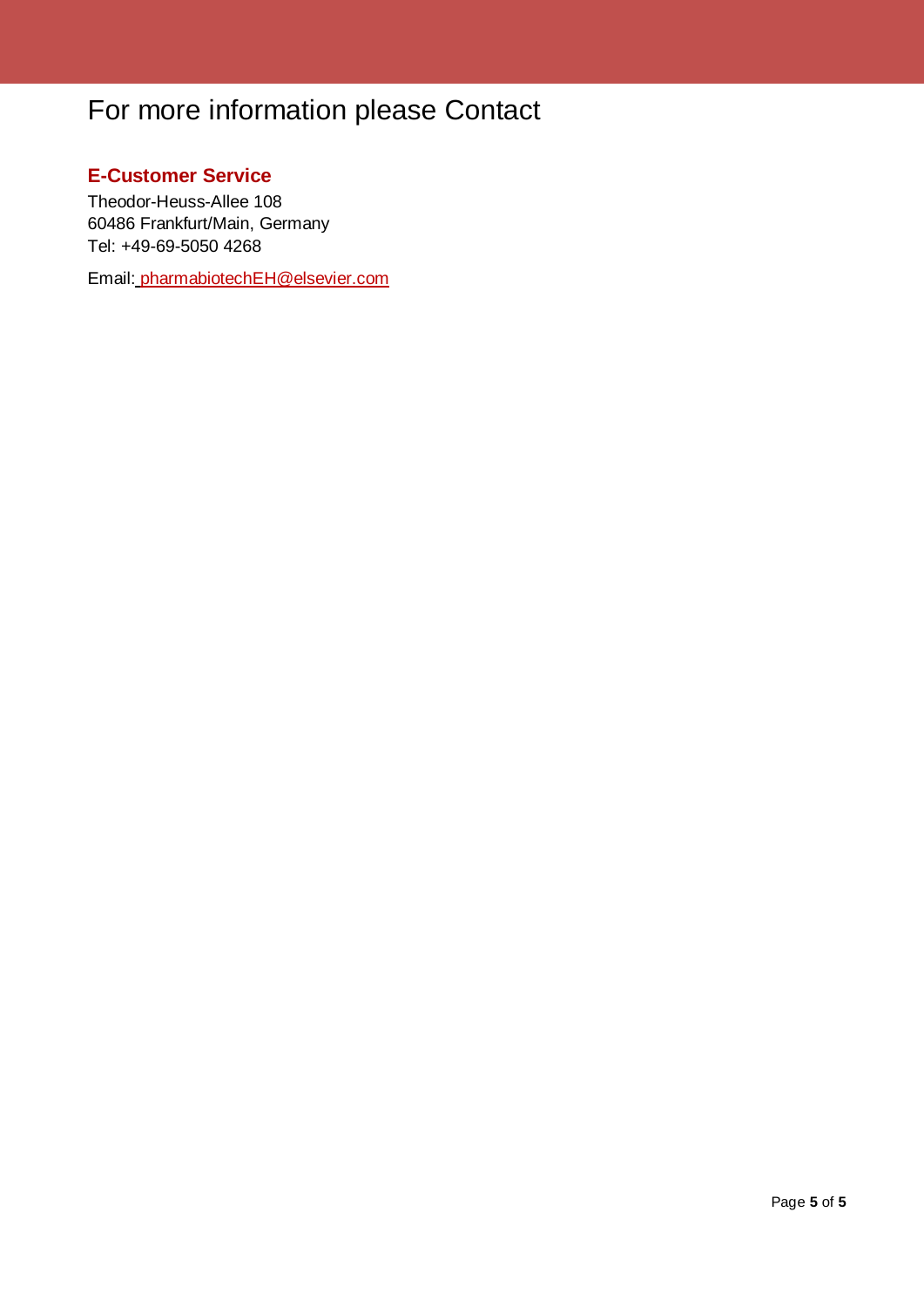# For more information please Contact

### E-Customer Service

Theodor-Heuss-Allee 108
60486 Frankfurt/Main, Germany
Tel: +49-69-5050 4268

Email: pharmabiotechEH@elsevier.com